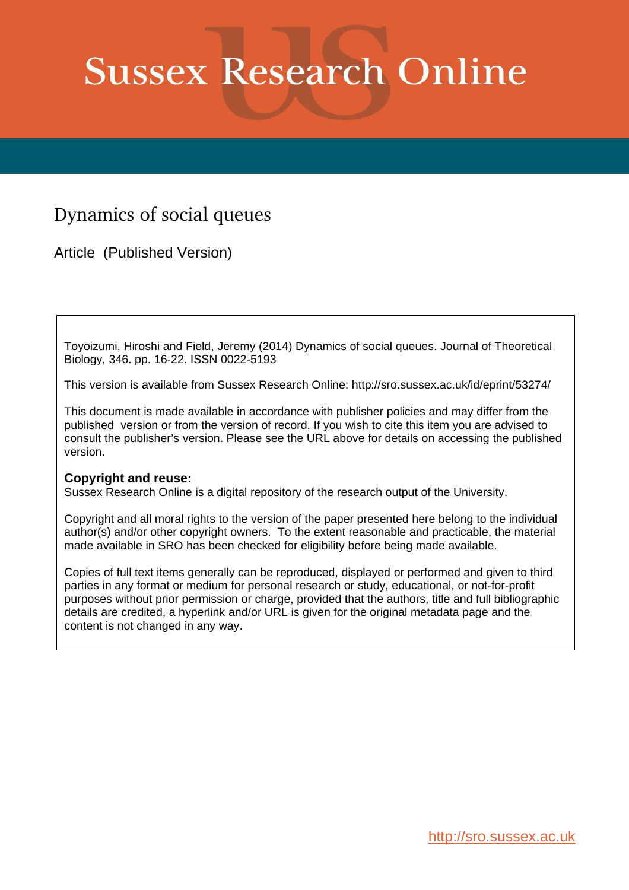# Sussex Research Online

## Dynamics of social queues

Article (Published Version)

Toyoizumi, Hiroshi and Field, Jeremy (2014) Dynamics of social queues. Journal of Theoretical Biology, 346. pp. 16-22. ISSN 0022-5193

This version is available from Sussex Research Online: http://sro.sussex.ac.uk/id/eprint/53274/

This document is made available in accordance with publisher policies and may differ from the published version or from the version of record. If you wish to cite this item you are advised to consult the publisher's version. Please see the URL above for details on accessing the published version.

**Copyright and reuse:**
Sussex Research Online is a digital repository of the research output of the University.

Copyright and all moral rights to the version of the paper presented here belong to the individual author(s) and/or other copyright owners. To the extent reasonable and practicable, the material made available in SRO has been checked for eligibility before being made available.

Copies of full text items generally can be reproduced, displayed or performed and given to third parties in any format or medium for personal research or study, educational, or not-for-profit purposes without prior permission or charge, provided that the authors, title and full bibliographic details are credited, a hyperlink and/or URL is given for the original metadata page and the content is not changed in any way.

http://sro.sussex.ac.uk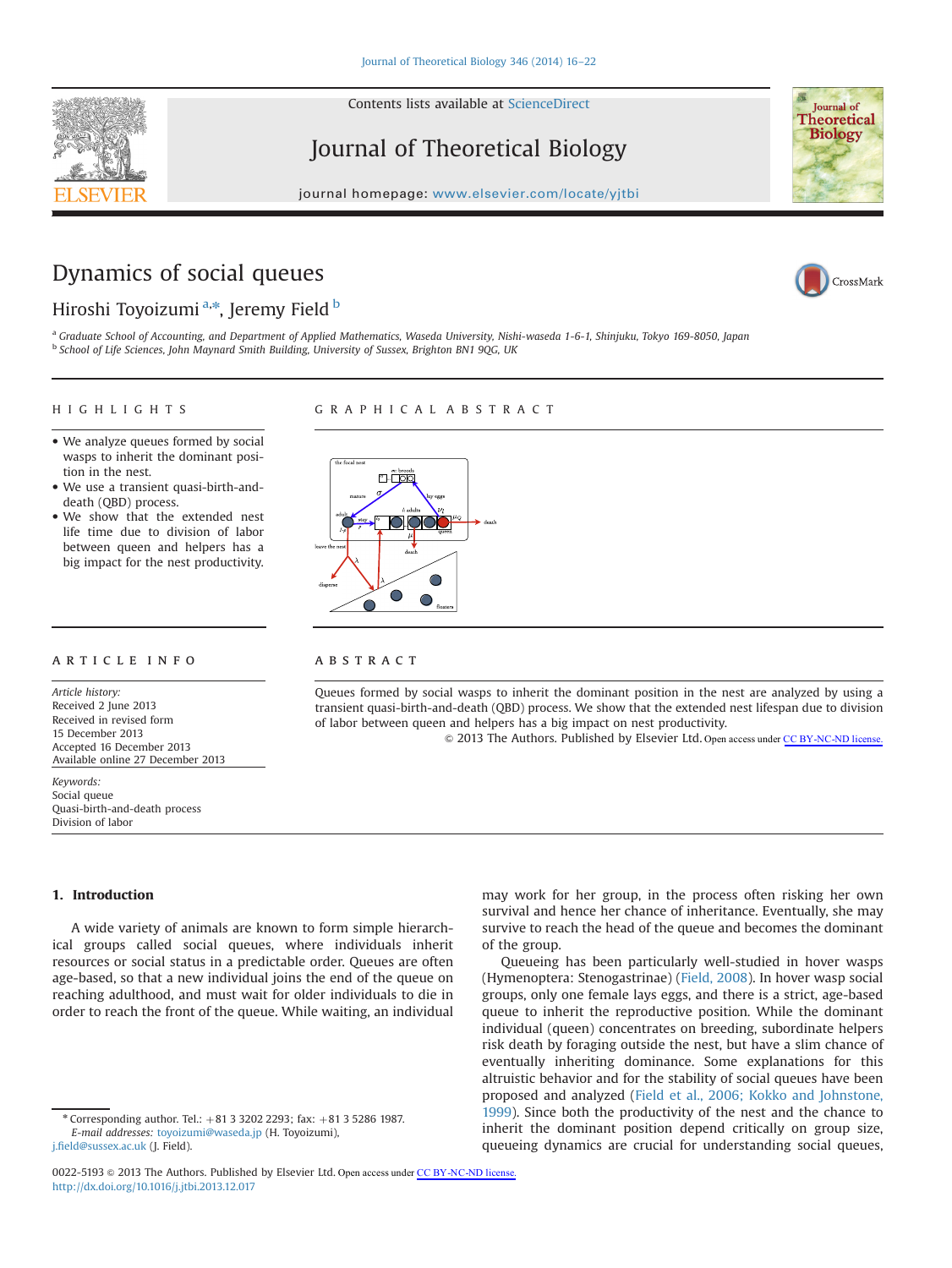# Dynamics of social queues

Hiroshi Toyoizumi [a,*], Jeremy Field [b]

[a] Graduate School of Accounting, and Department of Applied Mathematics, Waseda University, Nishi-waseda 1-6-1, Shinjuku, Tokyo 169-8050, Japan
[b] School of Life Sciences, John Maynard Smith Building, University of Sussex, Brighton BN1 9QG, UK

## HIGHLIGHTS

- We analyze queues formed by social wasps to inherit the dominant position in the nest.
- We use a transient quasi-birth-and-death (QBD) process.
- We show that the extended nest life time due to division of labor between queen and helpers has a big impact for the nest productivity.

## GRAPHICAL ABSTRACT

## ARTICLE INFO

*Article history:*
Received 2 June 2013
Received in revised form
15 December 2013
Accepted 16 December 2013
Available online 27 December 2013

*Keywords:*
Social queue
Quasi-birth-and-death process
Division of labor

## ABSTRACT

Queues formed by social wasps to inherit the dominant position in the nest are analyzed by using a transient quasi-birth-and-death (QBD) process. We show that the extended nest lifespan due to division of labor between queen and helpers has a big impact on nest productivity.

© 2013 The Authors. Published by Elsevier Ltd. Open access under CC BY-NC-ND license.

## 1. Introduction

A wide variety of animals are known to form simple hierarchical groups called social queues, where individuals inherit resources or social status in a predictable order. Queues are often age-based, so that a new individual joins the end of the queue on reaching adulthood, and must wait for older individuals to die in order to reach the front of the queue. While waiting, an individual may work for her group, in the process often risking her own survival and hence her chance of inheritance. Eventually, she may survive to reach the head of the queue and becomes the dominant of the group.

Queueing has been particularly well-studied in hover wasps (Hymenoptera: Stenogastrinae) (Field, 2008). In hover wasp social groups, only one female lays eggs, and there is a strict, age-based queue to inherit the reproductive position. While the dominant individual (queen) concentrates on breeding, subordinate helpers risk death by foraging outside the nest, but have a slim chance of eventually inheriting dominance. Some explanations for this altruistic behavior and for the stability of social queues have been proposed and analyzed (Field et al., 2006; Kokko and Johnstone, 1999). Since both the productivity of the nest and the chance to inherit the dominant position depend critically on group size, queueing dynamics are crucial for understanding social queues,

* Corresponding author. Tel.: +81 3 3202 2293; fax: +81 3 5286 1987.
*E-mail addresses:* toyoizumi@waseda.jp (H. Toyoizumi), j.field@sussex.ac.uk (J. Field).

0022-5193 © 2013 The Authors. Published by Elsevier Ltd. Open access under CC BY-NC-ND license.
http://dx.doi.org/10.1016/j.jtbi.2013.12.017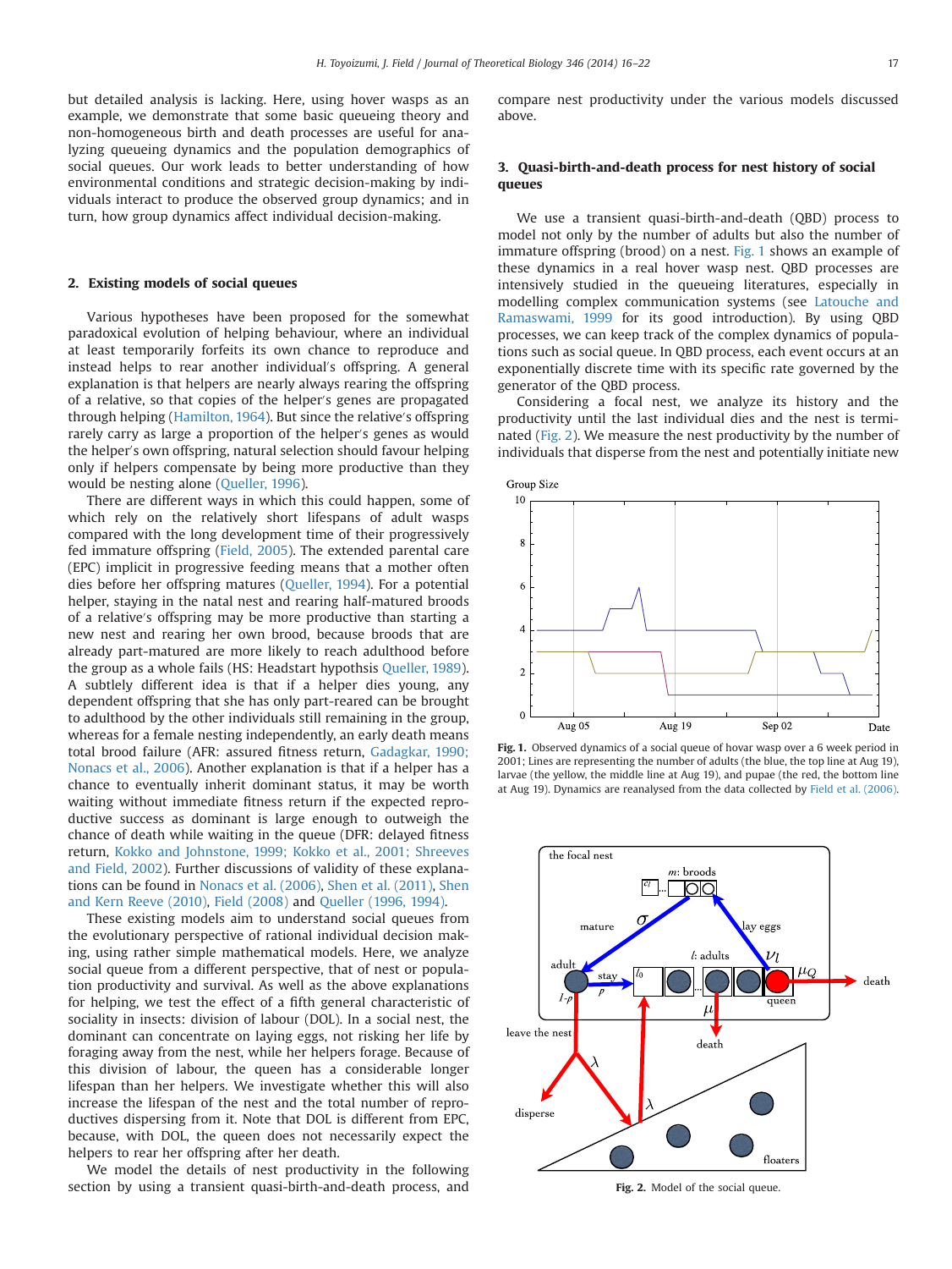but detailed analysis is lacking. Here, using hover wasps as an example, we demonstrate that some basic queueing theory and non-homogeneous birth and death processes are useful for analyzing queueing dynamics and the population demographics of social queues. Our work leads to better understanding of how environmental conditions and strategic decision-making by individuals interact to produce the observed group dynamics; and in turn, how group dynamics affect individual decision-making.

## 2. Existing models of social queues

Various hypotheses have been proposed for the somewhat paradoxical evolution of helping behaviour, where an individual at least temporarily forfeits its own chance to reproduce and instead helps to rear another individual's offspring. A general explanation is that helpers are nearly always rearing the offspring of a relative, so that copies of the helper's genes are propagated through helping (Hamilton, 1964). But since the relative's offspring rarely carry as large a proportion of the helper's genes as would the helper's own offspring, natural selection should favour helping only if helpers compensate by being more productive than they would be nesting alone (Queller, 1996).

There are different ways in which this could happen, some of which rely on the relatively short lifespans of adult wasps compared with the long development time of their progressively fed immature offspring (Field, 2005). The extended parental care (EPC) implicit in progressive feeding means that a mother often dies before her offspring matures (Queller, 1994). For a potential helper, staying in the natal nest and rearing half-matured broods of a relative's offspring may be more productive than starting a new nest and rearing her own brood, because broods that are already part-matured are more likely to reach adulthood before the group as a whole fails (HS: Headstart hypothsis Queller, 1989). A subtlely different idea is that if a helper dies young, any dependent offspring that she has only part-reared can be brought to adulthood by the other individuals still remaining in the group, whereas for a female nesting independently, an early death means total brood failure (AFR: assured fitness return, Gadagkar, 1990; Nonacs et al., 2006). Another explanation is that if a helper has a chance to eventually inherit dominant status, it may be worth waiting without immediate fitness return if the expected reproductive success as dominant is large enough to outweigh the chance of death while waiting in the queue (DFR: delayed fitness return, Kokko and Johnstone, 1999; Kokko et al., 2001; Shreeves and Field, 2002). Further discussions of validity of these explanations can be found in Nonacs et al. (2006), Shen et al. (2011), Shen and Kern Reeve (2010), Field (2008) and Queller (1996, 1994).

These existing models aim to understand social queues from the evolutionary perspective of rational individual decision making, using rather simple mathematical models. Here, we analyze social queue from a different perspective, that of nest or population productivity and survival. As well as the above explanations for helping, we test the effect of a fifth general characteristic of sociality in insects: division of labour (DOL). In a social nest, the dominant can concentrate on laying eggs, not risking her life by foraging away from the nest, while her helpers forage. Because of this division of labour, the queen has a considerable longer lifespan than her helpers. We investigate whether this will also increase the lifespan of the nest and the total number of reproductives dispersing from the nest. Note that DOL is different from EPC, because, with DOL, the queen does not necessarily expect the helpers to rear her offspring after her death.

We model the details of nest productivity in the following section by using a transient quasi-birth-and-death process, and compare nest productivity under the various models discussed above.

## 3. Quasi-birth-and-death process for nest history of social queues

We use a transient quasi-birth-and-death (QBD) process to model not only by the number of adults but also the number of immature offspring (brood) on a nest. Fig. 1 shows an example of these dynamics in a real hover wasp nest. QBD processes are intensively studied in the queueing literatures, especially in modelling complex communication systems (see Latouche and Ramaswami, 1999 for its good introduction). By using QBD processes, we can keep track of the complex dynamics of populations such as social queue. In QBD process, each event occurs at an exponentially discrete time with its specific rate governed by the generator of the QBD process.

Considering a focal nest, we analyze its history and the productivity until the last individual dies and the nest is terminated (Fig. 2). We measure the nest productivity by the number of individuals that disperse from the nest and potentially initiate new

**Fig. 1.** Observed dynamics of a social queue of hovar wasp over a 6 week period in 2001; Lines are representing the number of adults (the blue, the top line at Aug 19), larvae (the yellow, the middle line at Aug 19), and pupae (the red, the bottom line at Aug 19). Dynamics are reanalysed from the data collected by Field et al. (2006).

**Fig. 2.** Model of the social queue.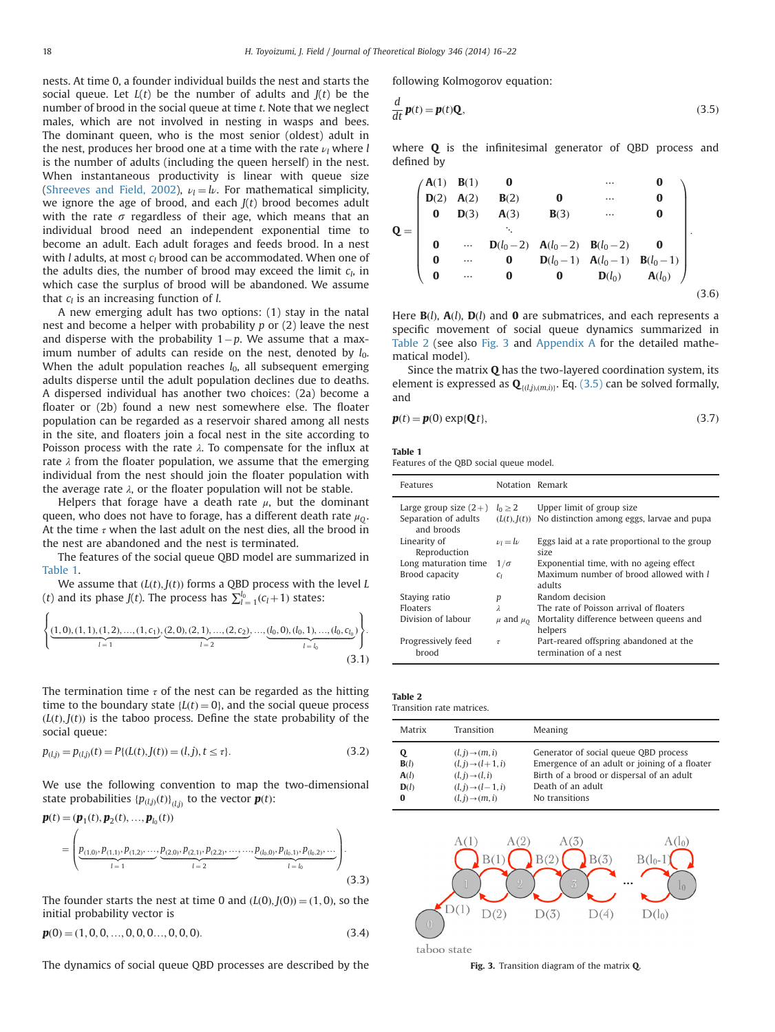nests. At time 0, a founder individual builds the nest and starts the social queue. Let $L(t)$ be the number of adults and $J(t)$ be the number of brood in the social queue at time $t$. Note that we neglect males, which are not involved in nesting in wasps and bees. The dominant queen, who is the most senior (oldest) adult in the nest, produces her brood one at a time with the rate $\nu_l$ where $l$ is the number of adults (including the queen herself) in the nest. When instantaneous productivity is linear with queue size (Shreeves and Field, 2002), $\nu_l = l\nu$. For mathematical simplicity, we ignore the age of brood, and each $J(t)$ brood becomes adult with the rate $\sigma$ regardless of their age, which means that an individual brood need an independent exponential time to become an adult. Each adult forages and feeds brood. In a nest with $l$ adults, at most $c_l$ brood can be accommodated. When one of the adults dies, the number of brood may exceed the limit $c_l$, in which case the surplus of brood will be abandoned. We assume that $c_l$ is an increasing function of $l$.

A new emerging adult has two options: (1) stay in the natal nest and become a helper with probability $p$ or (2) leave the nest and disperse with the probability $1-p$. We assume that a maximum number of adults can reside on the nest, denoted by $l_0$. When the adult population reaches $l_0$, all subsequent emerging adults disperse until the adult population declines due to deaths. A dispersed individual has another two choices: (2a) become a floater or (2b) found a new nest somewhere else. The floater population can be regarded as a reservoir shared among all nests in the site, and floaters join a focal nest in the site according to Poisson process with the rate $\lambda$. To compensate for the influx at rate $\lambda$ from the floater population, we assume that the emerging individual from the nest should join the floater population with the average rate $\lambda$, or the floater population will not be stable.

Helpers that forage have a death rate $\mu$, but the dominant queen, who does not have to forage, has a different death rate $\mu_Q$. At the time $\tau$ when the last adult on the nest dies, all the brood in the nest are abandoned and the nest is terminated.

The features of the social queue QBD model are summarized in Table 1.

We assume that $(L(t), J(t))$ forms a QBD process with the level $L(t)$ and its phase $J(t)$. The process has $\sum_{l=1}^{l_0}(c_l+1)$ states:

$$\left\{\underbrace{(1,0),(1,1),(1,2),\ldots,(1,c_1)}_{l=1},\underbrace{(2,0),(2,1),\ldots,(2,c_2)}_{l=2},\ldots,\underbrace{(l_0,0),(l_0,1),\ldots,(l_0,c_{l_0})}_{l=l_0}\right\}. \tag{3.1}$$

The termination time $\tau$ of the nest can be regarded as the hitting time to the boundary state $\{L(t)=0\}$, and the social queue process $(L(t), J(t))$ is the taboo process. Define the state probability of the social queue:

$$p_{(l,j)} = p_{(l,j)}(t) = P\{(L(t), J(t)) = (l,j), t \le \tau\}. \tag{3.2}$$

We use the following convention to map the two-dimensional state probabilities $\{p_{(l,j)}(t)\}_{(l,j)}$ to the vector $\boldsymbol{p}(t)$:

$$\boldsymbol{p}(t) = (\boldsymbol{p}_1(t), \boldsymbol{p}_2(t), \ldots, \boldsymbol{p}_{l_0}(t)) = \left(\underbrace{p_{(1,0)}, p_{(1,1)}, p_{(1,2)}, \ldots}_{l=1}, \underbrace{p_{(2,0)}, p_{(2,1)}, p_{(2,2)}, \ldots}_{l=2}, \ldots, \underbrace{p_{(l_0,0)}, p_{(l_0,1)}, p_{(l_0,2)}, \ldots}_{l=l_0}\right). \tag{3.3}$$

The founder starts the nest at time 0 and $(L(0), J(0)) = (1,0)$, so the initial probability vector is

$$\boldsymbol{p}(0) = (1,0,0,\ldots,0,0,0\ldots,0,0,0). \tag{3.4}$$

The dynamics of social queue QBD processes are described by the following Kolmogorov equation:

$$\frac{d}{dt}\boldsymbol{p}(t) = \boldsymbol{p}(t)\mathbf{Q}, \tag{3.5}$$

where $\mathbf{Q}$ is the infinitesimal generator of QBD process and defined by

$$\mathbf{Q} = \begin{pmatrix} \mathbf{A}(1) & \mathbf{B}(1) & \mathbf{0} & & \cdots & \mathbf{0} \\ \mathbf{D}(2) & \mathbf{A}(2) & \mathbf{B}(2) & \mathbf{0} & \cdots & \mathbf{0} \\ \mathbf{0} & \mathbf{D}(3) & \mathbf{A}(3) & \mathbf{B}(3) & \cdots & \mathbf{0} \\ & & \ddots & & & \\ \mathbf{0} & \cdots & \mathbf{D}(l_0-2) & \mathbf{A}(l_0-2) & \mathbf{B}(l_0-2) & \mathbf{0} \\ \mathbf{0} & \cdots & \mathbf{0} & \mathbf{D}(l_0-1) & \mathbf{A}(l_0-1) & \mathbf{B}(l_0-1) \\ \mathbf{0} & \cdots & \mathbf{0} & \mathbf{0} & \mathbf{D}(l_0) & \mathbf{A}(l_0) \end{pmatrix}. \tag{3.6}$$

Here $\mathbf{B}(l)$, $\mathbf{A}(l)$, $\mathbf{D}(l)$ and $\mathbf{0}$ are submatrices, and each represents a specific movement of social queue dynamics summarized in Table 2 (see also Fig. 3 and Appendix A for the detailed mathematical model).

Since the matrix $\mathbf{Q}$ has the two-layered coordination system, its element is expressed as $\mathbf{Q}_{[(l,j),(m,i)]}$. Eq. (3.5) can be solved formally, and

$$\boldsymbol{p}(t) = \boldsymbol{p}(0)\exp\{\mathbf{Q}t\}, \tag{3.7}$$

**Table 1**
Features of the QBD social queue model.

| Features | Notation | Remark |
|---|---|---|
| Large group size (2+) | $l_0 \ge 2$ | Upper limit of group size |
| Separation of adults and broods | $(L(t), J(t))$ | No distinction among eggs, larvae and pupa |
| Linearity of Reproduction | $\nu_l = l\nu$ | Eggs laid at a rate proportional to the group size |
| Long maturation time | $1/\sigma$ | Exponential time, with no ageing effect |
| Brood capacity | $c_l$ | Maximum number of brood allowed with $l$ adults |
| Staying ratio | $p$ | Random decision |
| Floaters | $\lambda$ | The rate of Poisson arrival of floaters |
| Division of labour | $\mu$ and $\mu_Q$ | Mortality difference between queens and helpers |
| Progressively feed brood | $\tau$ | Part-reared offspring abandoned at the termination of a nest |

**Table 2**
Transition rate matrices.

| Matrix | Transition | Meaning |
|---|---|---|
| $\mathbf{Q}$ | $(l,j) \to (m,i)$ | Generator of social queue QBD process |
| $\mathbf{B}(l)$ | $(l,j) \to (l+1,i)$ | Emergence of an adult or joining of a floater |
| $\mathbf{A}(l)$ | $(l,j) \to (l,i)$ | Birth of a brood or dispersal of an adult |
| $\mathbf{D}(l)$ | $(l,j) \to (l-1,i)$ | Death of an adult |
| $\mathbf{0}$ | $(l,j) \to (m,i)$ | No transitions |

**Fig. 3.** Transition diagram of the matrix $\mathbf{Q}$.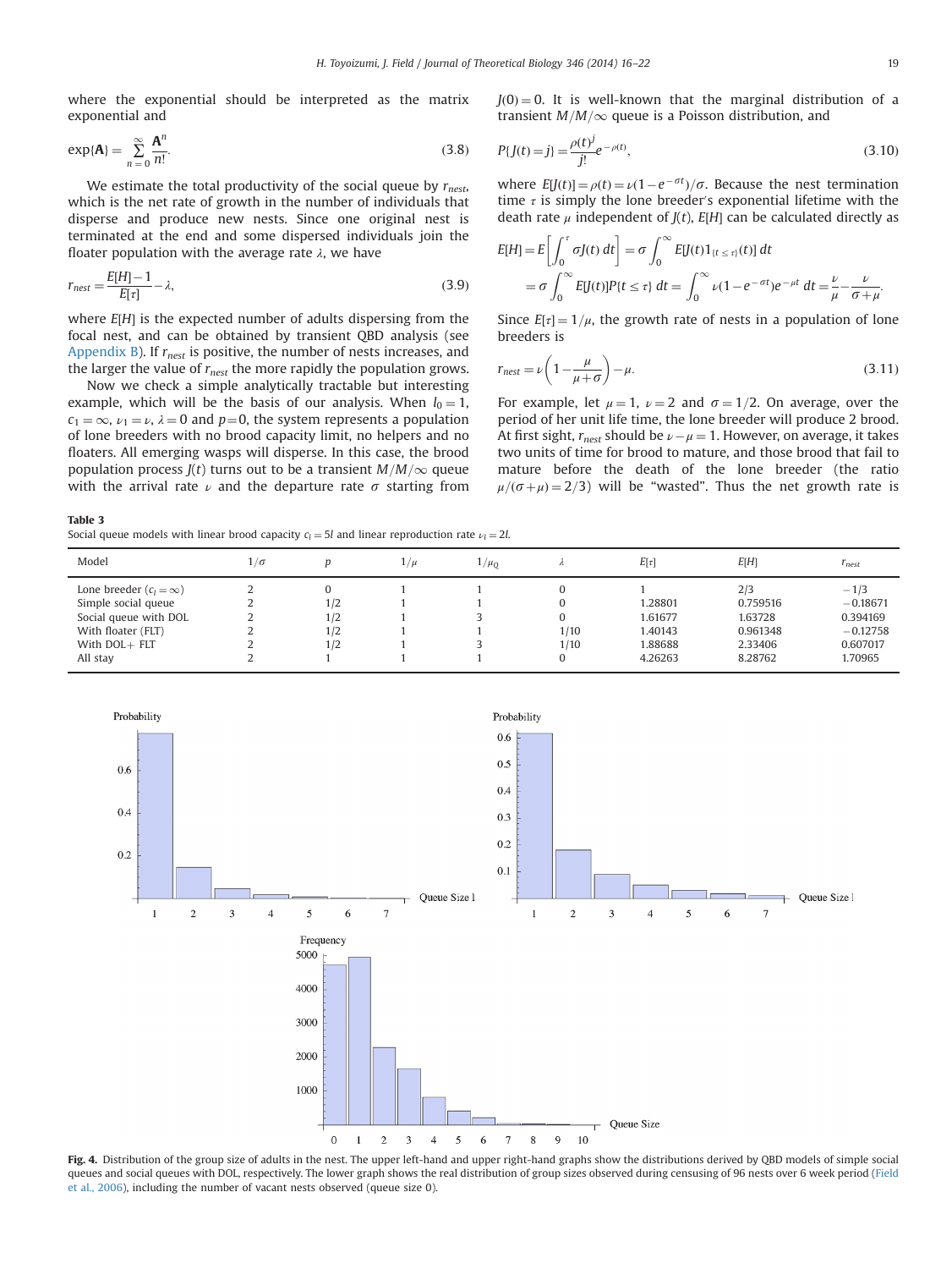where the exponential should be interpreted as the matrix exponential and

$$\exp\{\mathbf{A}\} = \sum_{n=0}^{\infty} \frac{\mathbf{A}^n}{n!}. \tag{3.8}$$

We estimate the total productivity of the social queue by $r_{nest}$, which is the net rate of growth in the number of individuals that disperse and produce new nests. Since one original nest is terminated at the end and some dispersed individuals join the floater population with the average rate $\lambda$, we have

$$r_{nest} = \frac{E[H]-1}{E[\tau]} - \lambda, \tag{3.9}$$

where $E[H]$ is the expected number of adults dispersing from the focal nest, and can be obtained by transient QBD analysis (see Appendix B). If $r_{nest}$ is positive, the number of nests increases, and the larger the value of $r_{nest}$ the more rapidly the population grows.

Now we check a simple analytically tractable but interesting example, which will be the basis of our analysis. When $l_0 = 1$, $c_1 = \infty$, $\nu_1 = \nu$, $\lambda = 0$ and $p = 0$, the system represents a population of lone breeders with no brood capacity limit, no helpers and no floaters. All emerging wasps will disperse. In this case, the brood population process $J(t)$ turns out to be a transient $M/M/\infty$ queue with the arrival rate $\nu$ and the departure rate $\sigma$ starting from $J(0) = 0$. It is well-known that the marginal distribution of a transient $M/M/\infty$ queue is a Poisson distribution, and

$$P\{J(t) = j\} = \frac{\rho(t)^j}{j!} e^{-\rho(t)}, \tag{3.10}$$

where $E[J(t)] = \rho(t) = \nu(1 - e^{-\sigma t})/\sigma$. Because the nest termination time $\tau$ is simply the lone breeder's exponential lifetime with the death rate $\mu$ independent of $J(t)$, $E[H]$ can be calculated directly as

$$E[H] = E\left[\int_0^\tau \sigma J(t)\, dt\right] = \sigma \int_0^\infty E[J(t) 1_{\{t \le \tau\}}(t)]\, dt$$
$$= \sigma \int_0^\infty E[J(t)] P\{t \le \tau\}\, dt = \int_0^\infty \nu(1 - e^{-\sigma t}) e^{-\mu t}\, dt = \frac{\nu}{\mu} - \frac{\nu}{\sigma + \mu}.$$

Since $E[\tau] = 1/\mu$, the growth rate of nests in a population of lone breeders is

$$r_{nest} = \nu\left(1 - \frac{\mu}{\mu + \sigma}\right) - \mu. \tag{3.11}$$

For example, let $\mu = 1$, $\nu = 2$ and $\sigma = 1/2$. On average, over the period of her unit life time, the lone breeder will produce 2 brood. At first sight, $r_{nest}$ should be $\nu - \mu = 1$. However, on average, it takes two units of time for brood to mature, and those brood that fail to mature before the death of the lone breeder (the ratio $\mu/(\sigma + \mu) = 2/3$) will be "wasted". Thus the net growth rate is

**Table 3**
Social queue models with linear brood capacity $c_l = 5l$ and linear reproduction rate $\nu_l = 2l$.

| Model | $1/\sigma$ | $p$ | $1/\mu$ | $1/\mu_Q$ | $\lambda$ | $E[\tau]$ | $E[H]$ | $r_{nest}$ |
|---|---|---|---|---|---|---|---|---|
| Lone breeder ($c_l = \infty$) | 2 | 0 | 1 | 1 | 0 | 1 | 2/3 | −1/3 |
| Simple social queue | 2 | 1/2 | 1 | 1 | 0 | 1.28801 | 0.759516 | −0.18671 |
| Social queue with DOL | 2 | 1/2 | 1 | 3 | 0 | 1.61677 | 1.63728 | 0.394169 |
| With floater (FLT) | 2 | 1/2 | 1 | 1 | 1/10 | 1.40143 | 0.961348 | −0.12758 |
| With DOL+ FLT | 2 | 1/2 | 1 | 3 | 1/10 | 1.88688 | 2.33406 | 0.607017 |
| All stay | 2 | 1 | 1 | 1 | 0 | 4.26263 | 8.28762 | 1.70965 |

**Fig. 4.** Distribution of the group size of adults in the nest. The upper left-hand and upper right-hand graphs show the distributions derived by QBD models of simple social queues and social queues with DOL, respectively. The lower graph shows the real distribution of group sizes observed during censusing of 96 nests over 6 week period (Field et al., 2006), including the number of vacant nests observed (queue size 0).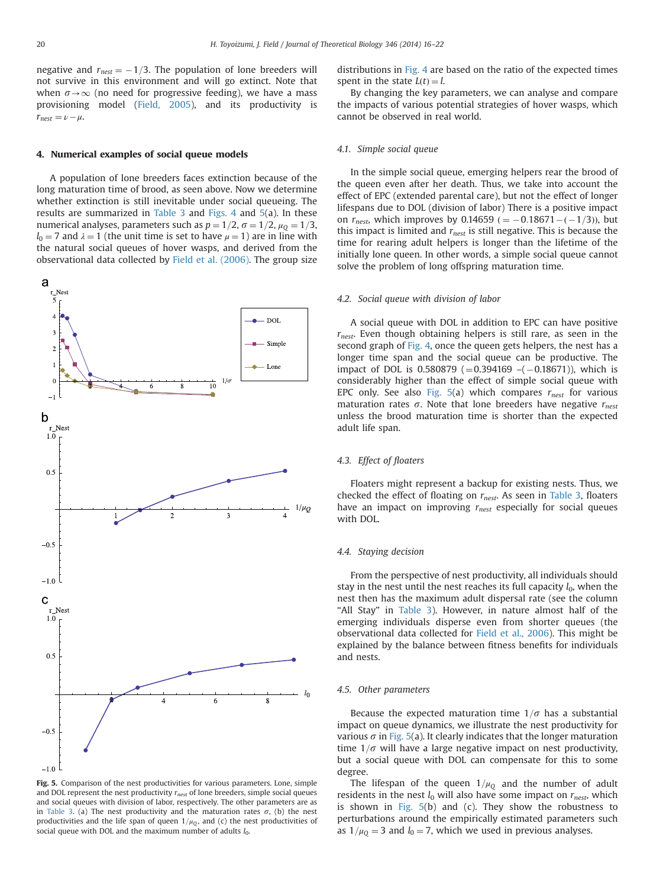negative and $r_{nest} = -1/3$. The population of lone breeders will not survive in this environment and will go extinct. Note that when $\sigma \to \infty$ (no need for progressive feeding), we have a mass provisioning model (Field, 2005), and its productivity is $r_{nest} = \nu - \mu$.

## 4. Numerical examples of social queue models

A population of lone breeders faces extinction because of the long maturation time of brood, as seen above. Now we determine whether extinction is still inevitable under social queueing. The results are summarized in Table 3 and Figs. 4 and 5(a). In these numerical analyses, parameters such as $p = 1/2$, $\sigma = 1/2$, $\mu_Q = 1/3$, $l_0 = 7$ and $\lambda = 1$ (the unit time is set to have $\mu = 1$) are in line with the natural social queues of hover wasps, and derived from the observational data collected by Field et al. (2006). The group size distributions in Fig. 4 are based on the ratio of the expected times spent in the state $L(t) = l$.

By changing the key parameters, we can analyse and compare the impacts of various potential strategies of hover wasps, which cannot be observed in real world.

### 4.1. Simple social queue

In the simple social queue, emerging helpers rear the brood of the queen even after her death. Thus, we take into account the effect of EPC (extended parental care), but not the effect of longer lifespans due to DOL (division of labor) There is a positive impact on $r_{nest}$, which improves by 0.14659 ($= -0.18671 - (-1/3)$), but this impact is limited and $r_{nest}$ is still negative. This is because the time for rearing adult helpers is longer than the lifetime of the initially lone queen. In other words, a simple social queue cannot solve the problem of long offspring maturation time.

### 4.2. Social queue with division of labor

A social queue with DOL in addition to EPC can have positive $r_{nest}$. Even though obtaining helpers is still rare, as seen in the second graph of Fig. 4, once the queen gets helpers, the nest has a longer time span and the social queue can be productive. The impact of DOL is 0.580879 ($= 0.394169 - (-0.18671)$), which is considerably higher than the effect of simple social queue with EPC only. See also Fig. 5(a) which compares $r_{nest}$ for various maturation rates $\sigma$. Note that lone breeders have negative $r_{nest}$ unless the brood maturation time is shorter than the expected adult life span.

### 4.3. Effect of floaters

Floaters might represent a backup for existing nests. Thus, we checked the effect of floating on $r_{nest}$. As seen in Table 3, floaters have an impact on improving $r_{nest}$ especially for social queues with DOL.

### 4.4. Staying decision

From the perspective of nest productivity, all individuals should stay in the nest until the nest reaches its full capacity $l_0$, when the nest then has the maximum adult dispersal rate (see the column "All Stay" in Table 3). However, in nature almost half of the emerging individuals disperse even from shorter queues (the observational data collected for Field et al., 2006). This might be explained by the balance between fitness benefits for individuals and nests.

### 4.5. Other parameters

Because the expected maturation time $1/\sigma$ has a substantial impact on queue dynamics, we illustrate the nest productivity for various $\sigma$ in Fig. 5(a). It clearly indicates that the longer maturation time $1/\sigma$ will have a large negative impact on nest productivity, but a social queue with DOL can compensate for this to some degree.

The lifespan of the queen $1/\mu_Q$ and the number of adult residents in the nest $l_0$ will also have some impact on $r_{nest}$, which is shown in Fig. 5(b) and (c). They show the robustness to perturbations around the empirically estimated parameters such as $1/\mu_Q = 3$ and $l_0 = 7$, which we used in previous analyses.

**Fig. 5.** Comparison of the nest productivities for various parameters. Lone, simple and DOL represent the nest productivity $r_{nest}$ of lone breeders, simple social queues and social queues with division of labor, respectively. The other parameters are as in Table 3. (a) The nest productivity and the maturation rates $\sigma$, (b) the nest productivities and the life span of queen $1/\mu_Q$, and (c) the nest productivities of social queue with DOL and the maximum number of adults $l_0$.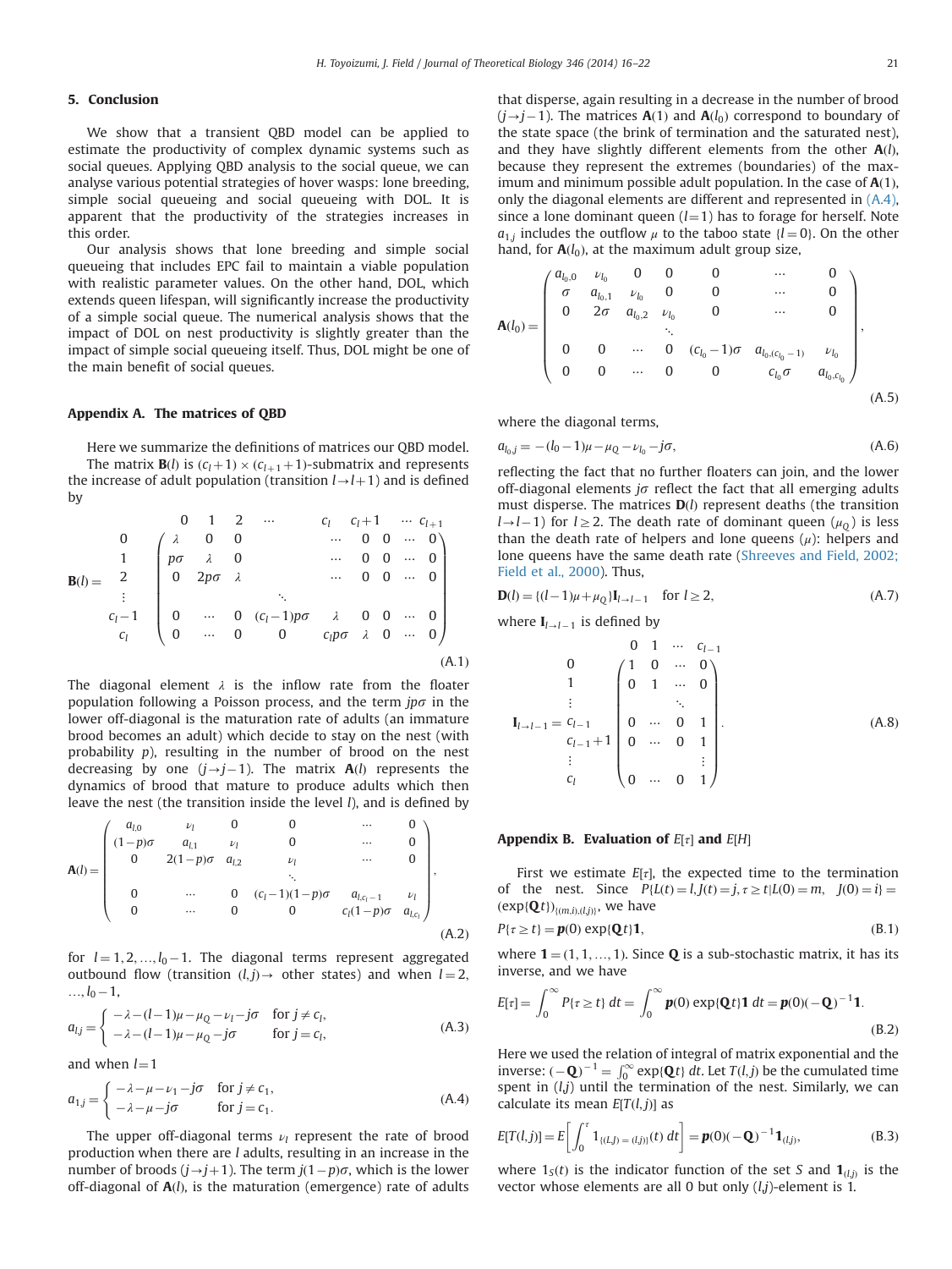## 5. Conclusion

We show that a transient QBD model can be applied to estimate the productivity of complex dynamic systems such as social queues. Applying QBD analysis to the social queue, we can analyse various potential strategies of hover wasps: lone breeding, simple social queueing and social queueing with DOL. It is apparent that the productivity of the strategies increases in this order.

Our analysis shows that lone breeding and simple social queueing that includes EPC fail to maintain a viable population with realistic parameter values. On the other hand, DOL, which extends queen lifespan, will significantly increase the productivity of a simple social queue. The numerical analysis shows that the impact of DOL on nest productivity is slightly greater than the impact of simple social queueing itself. Thus, DOL might be one of the main benefit of social queues.

## Appendix A. The matrices of QBD

Here we summarize the definitions of matrices our QBD model.

The matrix $\mathbf{B}(l)$ is $(c_l+1)\times(c_{l+1}+1)$-submatrix and represents the increase of adult population (transition $l\to l+1$) and is defined by

$$
\mathbf{B}(l)=
\begin{array}{c}
\\ 0 \\ 1 \\ 2 \\ \vdots \\ c_l-1 \\ c_l
\end{array}
\begin{array}{c}
\begin{array}{cccccccccc}
0 & 1 & 2 & \cdots & & c_l & c_l+1 & & \cdots & c_{l+1}
\end{array}\\
\begin{pmatrix}
\lambda & 0 & 0 & & & \cdots & 0 & 0 & \cdots & 0\\
p\sigma & \lambda & 0 & & & \cdots & 0 & 0 & \cdots & 0\\
0 & 2p\sigma & \lambda & & & \cdots & 0 & 0 & \cdots & 0\\
 & & & \ddots & & & & & & \\
0 & \cdots & 0 & (c_l-1)p\sigma & & \lambda & 0 & 0 & \cdots & 0\\
0 & \cdots & 0 & 0 & & c_lp\sigma & \lambda & 0 & \cdots & 0
\end{pmatrix}
\end{array}
\tag{A.1}
$$

The diagonal element $\lambda$ is the inflow rate from the floater population following a Poisson process, and the term $jp\sigma$ in the lower off-diagonal is the maturation rate of adults (an immature brood becomes an adult) which decide to stay on the nest (with probability $p$), resulting in the number of brood on the nest decreasing by one ($j\to j-1$). The matrix $\mathbf{A}(l)$ represents the dynamics of brood that mature to produce adults which then leave the nest (the transition inside the level $l$), and is defined by

$$
\mathbf{A}(l)=
\begin{pmatrix}
a_{l,0} & \nu_l & 0 & 0 & \cdots & 0\\
(1-p)\sigma & a_{l,1} & \nu_l & 0 & \cdots & 0\\
0 & 2(1-p)\sigma & a_{l,2} & \nu_l & \cdots & 0\\
 & & & \ddots & & \\
0 & \cdots & 0 & (c_l-1)(1-p)\sigma & a_{l,c_l-1} & \nu_l\\
0 & \cdots & 0 & 0 & c_l(1-p)\sigma & a_{l,c_l}
\end{pmatrix},
\tag{A.2}
$$

for $l=1,2,\ldots,l_0-1$. The diagonal terms represent aggregated outbound flow (transition $(l,j)\to$ other states) and when $l=2,\ldots,l_0-1$,

$$
a_{l,j}=\begin{cases}-\lambda-(l-1)\mu-\mu_Q-\nu_l-j\sigma & \text{for } j\neq c_l,\\ -\lambda-(l-1)\mu-\mu_Q-j\sigma & \text{for } j=c_l,\end{cases}
\tag{A.3}
$$

and when $l=1$

$$
a_{1,j}=\begin{cases}-\lambda-\mu-\nu_1-j\sigma & \text{for } j\neq c_1,\\ -\lambda-\mu-j\sigma & \text{for } j=c_1.\end{cases}
\tag{A.4}
$$

The upper off-diagonal terms $\nu_l$ represent the rate of brood production when there are $l$ adults, resulting in an increase in the number of broods ($j\to j+1$). The term $j(1-p)\sigma$, which is the lower off-diagonal of $\mathbf{A}(l)$, is the maturation (emergence) rate of adults that disperse, again resulting in a decrease in the number of brood ($j\to j-1$). The matrices $\mathbf{A}(1)$ and $\mathbf{A}(l_0)$ correspond to boundary of the state space (the brink of termination and the saturated nest), and they have slightly different elements from the other $\mathbf{A}(l)$, because they represent the extremes (boundaries) of the maximum and minimum possible adult population. In the case of $\mathbf{A}(1)$, only the diagonal elements are different and represented in (A.4), since a lone dominant queen ($l=1$) has to forage for herself. Note $a_{1,j}$ includes the outflow $\mu$ to the taboo state $\{l=0\}$. On the other hand, for $\mathbf{A}(l_0)$, at the maximum adult group size,

$$
\mathbf{A}(l_0)=
\begin{pmatrix}
a_{l_0,0} & \nu_{l_0} & 0 & 0 & 0 & \cdots & 0\\
\sigma & a_{l_0,1} & \nu_{l_0} & 0 & 0 & \cdots & 0\\
0 & 2\sigma & a_{l_0,2} & \nu_{l_0} & 0 & \cdots & 0\\
 & & & \ddots & & & \\
0 & 0 & \cdots & 0 & (c_{l_0}-1)\sigma & a_{l_0,(c_{l_0}-1)} & \nu_{l_0}\\
0 & 0 & \cdots & 0 & 0 & c_{l_0}\sigma & a_{l_0,c_{l_0}}
\end{pmatrix},
\tag{A.5}
$$

where the diagonal terms,

$$
a_{l_0,j}=-(l_0-1)\mu-\mu_Q-\nu_{l_0}-j\sigma,
\tag{A.6}
$$

reflecting the fact that no further floaters can join, and the lower off-diagonal elements $j\sigma$ reflect the fact that all emerging adults must disperse. The matrices $\mathbf{D}(l)$ represent deaths (the transition $l\to l-1$) for $l\geq 2$. The death rate of dominant queen ($\mu_Q$) is less than the death rate of helpers and lone queens ($\mu$): helpers and lone queens have the same death rate (Shreeves and Field, 2002; Field et al., 2000). Thus,

$$
\mathbf{D}(l)=\{(l-1)\mu+\mu_Q\}\mathbf{I}_{l\to l-1}\quad \text{for } l\geq 2,
\tag{A.7}
$$

where $\mathbf{I}_{l\to l-1}$ is defined by

$$
\mathbf{I}_{l\to l-1}=
\begin{array}{c}
\\ 0 \\ 1 \\ \vdots \\ c_{l-1} \\ c_{l-1}+1 \\ \vdots \\ c_l
\end{array}
\begin{array}{c}
\begin{array}{cccc} 0 & 1 & \cdots & c_{l-1}\end{array}\\
\begin{pmatrix}
1 & 0 & \cdots & 0\\
0 & 1 & \cdots & 0\\
 & & \ddots & \\
0 & \cdots & 0 & 1\\
0 & \cdots & 0 & 1\\
 & & & \vdots\\
0 & \cdots & 0 & 1
\end{pmatrix}
\end{array}.
\tag{A.8}
$$

## Appendix B. Evaluation of $E[\tau]$ and $E[H]$

First we estimate $E[\tau]$, the expected time to the termination of the nest. Since $P\{L(t)=l, J(t)=j, \tau\geq t|L(0)=m, \ J(0)=i\}=(\exp\{\mathbf{Q}t\})_{\{(m,i),(l,j)\}}$, we have

$$
P\{\tau\geq t\}=\boldsymbol{p}(0)\exp\{\mathbf{Q}t\}\mathbf{1},
\tag{B.1}
$$

where $\mathbf{1}=(1,1,\ldots,1)$. Since $\mathbf{Q}$ is a sub-stochastic matrix, it has its inverse, and we have

$$
E[\tau]=\int_0^\infty P\{\tau\geq t\}\,dt=\int_0^\infty \boldsymbol{p}(0)\exp\{\mathbf{Q}t\}\mathbf{1}\,dt=\boldsymbol{p}(0)(-\mathbf{Q})^{-1}\mathbf{1}.
\tag{B.2}
$$

Here we used the relation of integral of matrix exponential and the inverse: $(-\mathbf{Q})^{-1}=\int_0^\infty \exp\{\mathbf{Q}t\}\,dt$. Let $T(l,j)$ be the cumulated time spent in $(l,j)$ until the termination of the nest. Similarly, we can calculate its mean $E[T(l,j)]$ as

$$
E[T(l,j)]=E\left[\int_0^\tau 1_{\{(L,J)=(l,j)\}}(t)\,dt\right]=\boldsymbol{p}(0)(-\mathbf{Q})^{-1}\mathbf{1}_{(l,j)},
\tag{B.3}
$$

where $1_S(t)$ is the indicator function of the set $S$ and $\mathbf{1}_{(l,j)}$ is the vector whose elements are all 0 but only $(l,j)$-element is 1.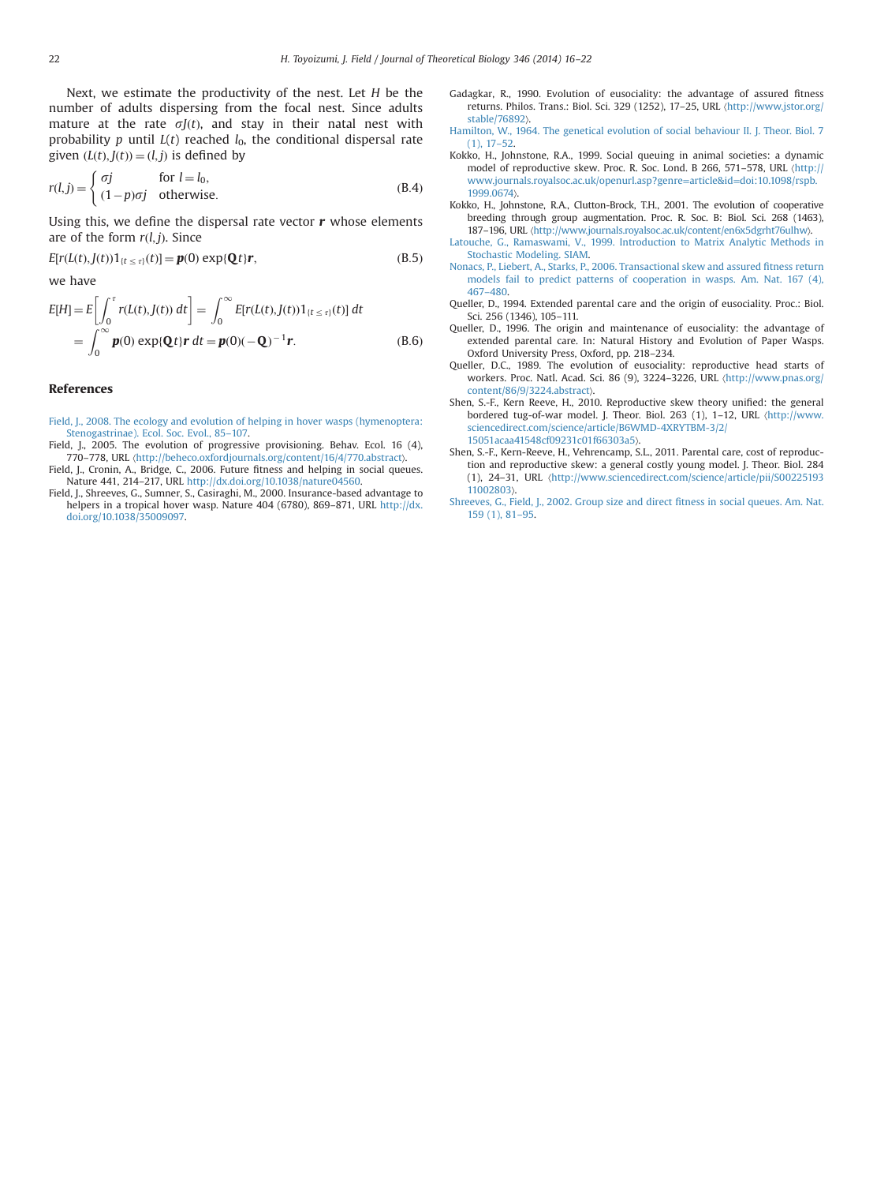Next, we estimate the productivity of the nest. Let $H$ be the number of adults dispersing from the focal nest. Since adults mature at the rate $\sigma J(t)$, and stay in their natal nest with probability $p$ until $L(t)$ reached $l_0$, the conditional dispersal rate given $(L(t), J(t)) = (l, j)$ is defined by

$$r(l,j) = \begin{cases} \sigma j & \text{for } l = l_0, \\ (1-p)\sigma j & \text{otherwise}. \end{cases} \tag{B.4}$$

Using this, we define the dispersal rate vector $\boldsymbol{r}$ whose elements are of the form $r(l,j)$. Since

$$E[r(L(t), J(t)) 1_{\{t \le \tau\}}(t)] = \boldsymbol{p}(0) \exp\{\mathbf{Q}t\}\boldsymbol{r}, \tag{B.5}$$

we have

$$E[H] = E\left[\int_0^\tau r(L(t), J(t))\, dt\right] = \int_0^\infty E[r(L(t), J(t)) 1_{\{t \le \tau\}}(t)]\, dt$$
$$= \int_0^\infty \boldsymbol{p}(0) \exp\{\mathbf{Q}t\}\boldsymbol{r}\, dt = \boldsymbol{p}(0)(-\mathbf{Q})^{-1}\boldsymbol{r}. \tag{B.6}$$

## References

Field, J., 2008. The ecology and evolution of helping in hover wasps (hymenoptera: Stenogastrinae). Ecol. Soc. Evol., 85–107.

Field, J., 2005. The evolution of progressive provisioning. Behav. Ecol. 16 (4), 770–778, URL ⟨http://beheco.oxfordjournals.org/content/16/4/770.abstract⟩.

Field, J., Cronin, A., Bridge, C., 2006. Future fitness and helping in social queues. Nature 441, 214–217, URL http://dx.doi.org/10.1038/nature04560.

Field, J., Shreeves, G., Sumner, S., Casiraghi, M., 2000. Insurance-based advantage to helpers in a tropical hover wasp. Nature 404 (6780), 869–871, URL http://dx.doi.org/10.1038/35009097.

Gadagkar, R., 1990. Evolution of eusociality: the advantage of assured fitness returns. Philos. Trans.: Biol. Sci. 329 (1252), 17–25, URL ⟨http://www.jstor.org/stable/76892⟩.

Hamilton, W., 1964. The genetical evolution of social behaviour II. J. Theor. Biol. 7 (1), 17–52.

Kokko, H., Johnstone, R.A., 1999. Social queuing in animal societies: a dynamic model of reproductive skew. Proc. R. Soc. Lond. B 266, 571–578, URL ⟨http://www.journals.royalsoc.ac.uk/openurl.asp?genre=article&id=doi:10.1098/rspb.1999.0674⟩.

Kokko, H., Johnstone, R.A., Clutton-Brock, T.H., 2001. The evolution of cooperative breeding through group augmentation. Proc. R. Soc. B: Biol. Sci. 268 (1463), 187–196, URL ⟨http://www.journals.royalsoc.ac.uk/content/en6x5dgrht76ulhw⟩.

Latouche, G., Ramaswami, V., 1999. Introduction to Matrix Analytic Methods in Stochastic Modeling. SIAM.

Nonacs, P., Liebert, A., Starks, P., 2006. Transactional skew and assured fitness return models fail to predict patterns of cooperation in wasps. Am. Nat. 167 (4), 467–480.

Queller, D., 1994. Extended parental care and the origin of eusociality. Proc.: Biol. Sci. 256 (1346), 105–111.

Queller, D., 1996. The origin and maintenance of eusociality: the advantage of extended parental care. In: Natural History and Evolution of Paper Wasps. Oxford University Press, Oxford, pp. 218–234.

Queller, D.C., 1989. The evolution of eusociality: reproductive head starts of workers. Proc. Natl. Acad. Sci. 86 (9), 3224–3226, URL ⟨http://www.pnas.org/content/86/9/3224.abstract⟩.

Shen, S.-F., Kern Reeve, H., 2010. Reproductive skew theory unified: the general bordered tug-of-war model. J. Theor. Biol. 263 (1), 1–12, URL ⟨http://www.sciencedirect.com/science/article/B6WMD-4XRYTBM-3/2/15051acaa41548cf09231c01f66303a5⟩.

Shen, S.-F., Kern-Reeve, H., Vehrencamp, S.L., 2011. Parental care, cost of reproduction and reproductive skew: a general costly young model. J. Theor. Biol. 284 (1), 24–31, URL ⟨http://www.sciencedirect.com/science/article/pii/S0022519311002803⟩.

Shreeves, G., Field, J., 2002. Group size and direct fitness in social queues. Am. Nat. 159 (1), 81–95.